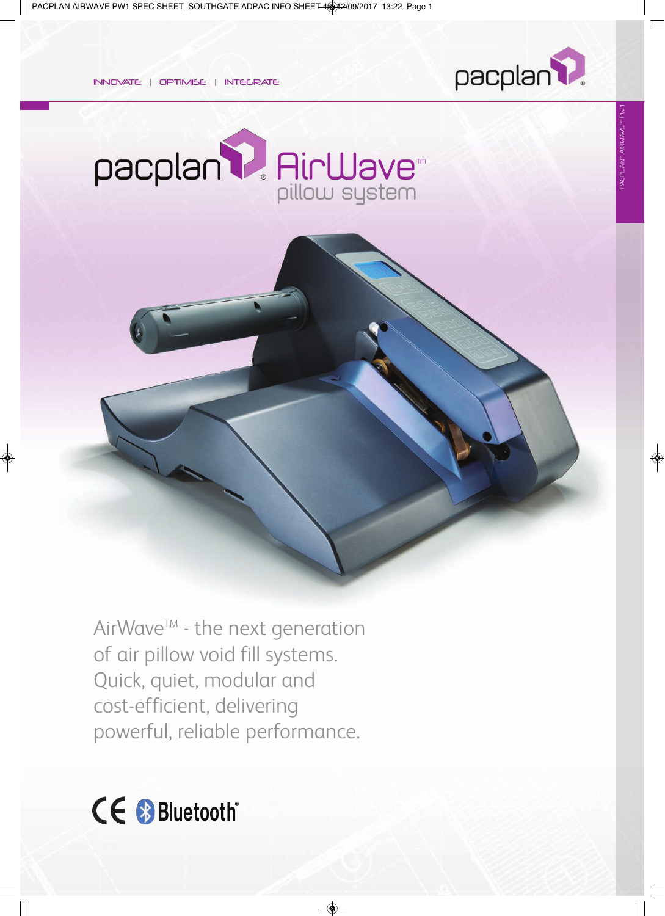INNOVATE | OPTIMISE | INTEGRATE

# pacplan AirWave™ pillow system

AirWave™ - the next generation of air pillow void fill systems. Quick, quiet, modular and cost-efficient, delivering powerful, reliable performance.

CE Bluetooth®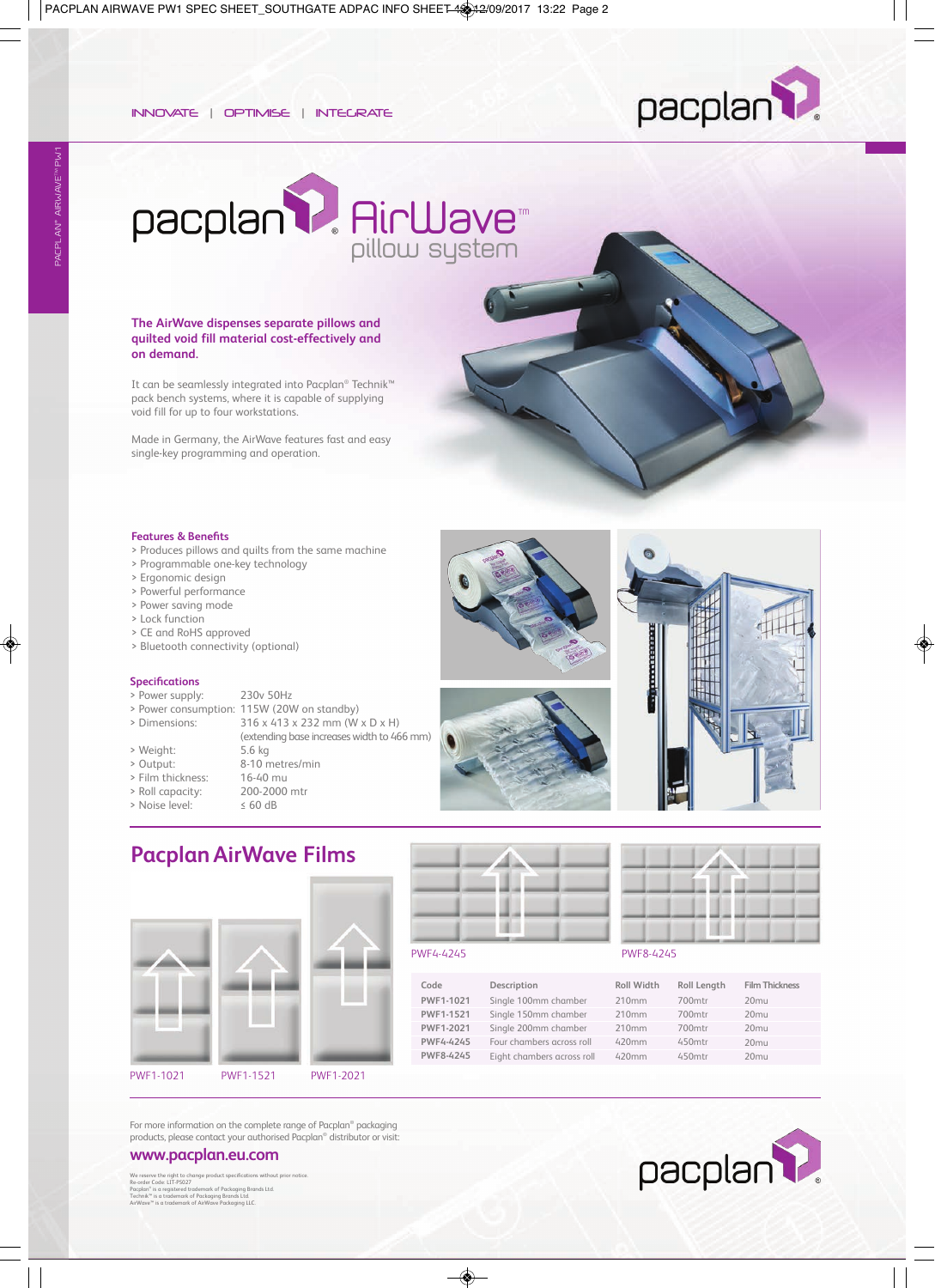INNOVATE | OPTIMISE | INTEGRATE

# pacplan AirWave™ pillow system

**The AirWave dispenses separate pillows and quilted void fill material cost-effectively and on demand.**

It can be seamlessly integrated into Pacplan® Technik™ pack bench systems, where it is capable of supplying void fill for up to four workstations.

Made in Germany, the AirWave features fast and easy single-key programming and operation.

### Features & Benefits

> Produces pillows and quilts from the same machine
> Programmable one-key technology
> Ergonomic design
> Powerful performance
> Power saving mode
> Lock function
> CE and RoHS approved
> Bluetooth connectivity (optional)

### Specifications

| | |
|---|---|
| > Power supply: | 230v 50Hz |
| > Power consumption: | 115W (20W on standby) |
| > Dimensions: | 316 x 413 x 232 mm (W x D x H) (extending base increases width to 466 mm) |
| > Weight: | 5.6 kg |
| > Output: | 8-10 metres/min |
| > Film thickness: | 16-40 mu |
| > Roll capacity: | 200-2000 mtr |
| > Noise level: | ≤ 60 dB |

## Pacplan AirWave Films

PWF1-1021 PWF1-1521 PWF1-2021 PWF4-4245 PWF8-4245

| Code | Description | Roll Width | Roll Length | Film Thickness |
|---|---|---|---|---|
| PWF1-1021 | Single 100mm chamber | 210mm | 700mtr | 20mu |
| PWF1-1521 | Single 150mm chamber | 210mm | 700mtr | 20mu |
| PWF1-2021 | Single 200mm chamber | 210mm | 700mtr | 20mu |
| PWF4-4245 | Four chambers across roll | 420mm | 450mtr | 20mu |
| PWF8-4245 | Eight chambers across roll | 420mm | 450mtr | 20mu |

For more information on the complete range of Pacplan® packaging products, please contact your authorised Pacplan® distributor or visit:

**www.pacplan.eu.com**

We reserve the right to change product specifications without prior notice.
Re-order Code: LIT-PS027
Pacplan® is a registered trademark of Packaging Brands Ltd.
Technik™ is a trademark of Packaging Brands Ltd.
AirWave™ is a trademark of AirWave Packaging LLC.